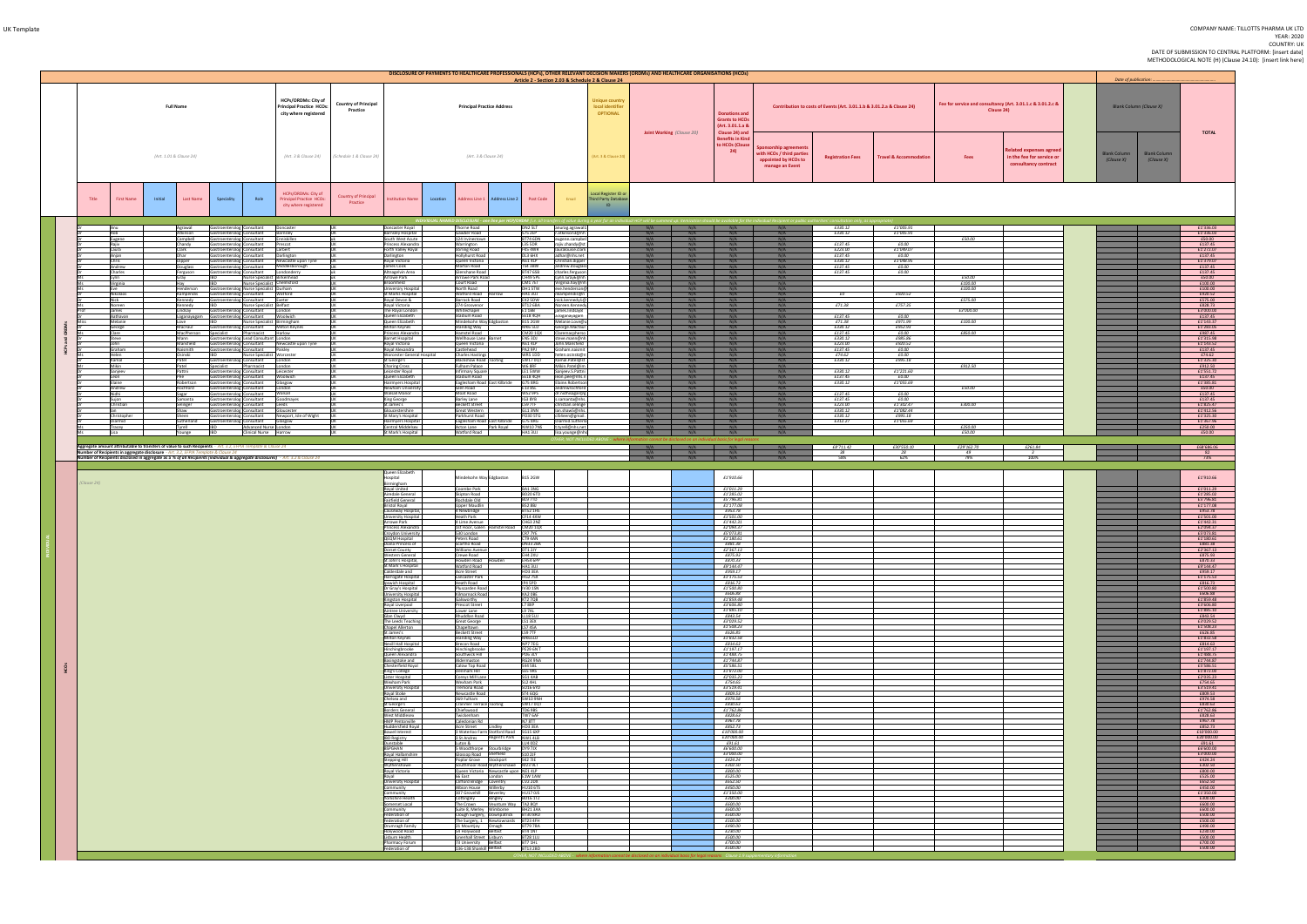UK Template

COMPANY NAME: TILLOTTS PHARMA UK LTD
YEAR: 2020
COUNTRY: UK
DATE OF SUBMISSION TO CENTRAL PLATFORM: [insert date]
METHODOLOGICAL NOTE (H) (Clause 24.10): [insert link here]

# DISCLOSURE OF PAYMENTS TO HEALTHCARE PROFESSIONALS (HCPs), OTHER RELEVANT DECISION MAKERS (ORDMs) AND HEALTHCARE ORGANISATIONS (HCOs)

Article 2 - Section 2.03 & Schedule 2 & Clause 24

Date of publication: ..................................

| Full Name | | | | HCPs/ORDMs: City of Principal Practice HCOs: city where registered | Country of Principal Practice | Principal Practice Address | Unique country local identifier OPTIONAL | Joint Working (Clause 20) | Donations and Grants to HCOs (Art. 3.01.1.a & Clause 24) and Benefits in Kind to HCOs (Clause 24) | Contribution to costs of Events (Art. 3.01.1.b & 3.01.2.a & Clause 24) | | | Fee for service and consultancy (Art. 3.01.1.c & 3.01.2.c & Clause 24) | | Blank Column (Clause X) | | TOTAL |
|---|---|---|---|---|---|---|---|---|---|---|---|---|---|---|---|---|---|
| (Art. 1.01 & Clause 24) | | | | (Art. 3 & Clause 24) | (Schedule 1 & Clause 24) | (Art. 3 & Clause 24) | (Art. 3 & Clause 24) | | | Sponsorship agreements with HCOs / third parties appointed by HCOs to manage an Event | Registration Fees | Travel & Accommodation | Fees | Related expenses agreed in the fee for service or consultancy contract | Blank Column (Clause X) | Blank Column (Clause X) | |
| Title / First Name / Initial / Last Name / Specialty / Role | | | | HCPs/ORDMs: City of Principal Practice HCOs: city where registered | Country of Principal Practice | Institution Name / Location / Address Line 1 / Address Line 2 / Post Code / Email | Local Register ID or Third Party Database ID | | | | | | | | | | |

**HCPs and ORDMs** — INDIVIDUAL NAMED DISCLOSURE - one line per HCP/ORDM (i.e. all transfers of value during a year for an individual HCP will be summed up: itemization should be available for the individual Recipient or public authorities' consultation only, as appropriate)

OTHER, NOT INCLUDED ABOVE - where information cannot be disclosed on an individual basis for legal reasons

| | Joint Working | Donations and Grants | Sponsorship agreements | Registration Fees | Travel & Accommodation | Fees | Related expenses | TOTAL |
|---|---|---|---|---|---|---|---|---|
| Aggregate amount attributable to transfers of value to such Recipients - Art. 3.02 EFPIA Template & Clause 24 | N/A | N/A | N/A | £8'711.42 | £30'555.10 | £29'162.70 | £263.84 | £68'686.06 |
| Number of Recipients in aggregate disclosure - Art. 3.02 EFPIA Template & Clause 24 | N/A | N/A | N/A | 28 | 28 | 49 | 3 | 92 |
| % of the number of Recipients included in the aggregate disclosure in the total number of Recipients disclosed - Art. 3.02 & Clause 24 | N/A | N/A | N/A | 58% | 62% | 79% | 100% | 73% |

**HCOs** — INDIVIDUAL NAMED DISCLOSURE - one line per HCO (Clause 24)

OTHER, NOT INCLUDED ABOVE - where information cannot be disclosed on an individual basis for legal reasons - Clause 3.9 supplementary information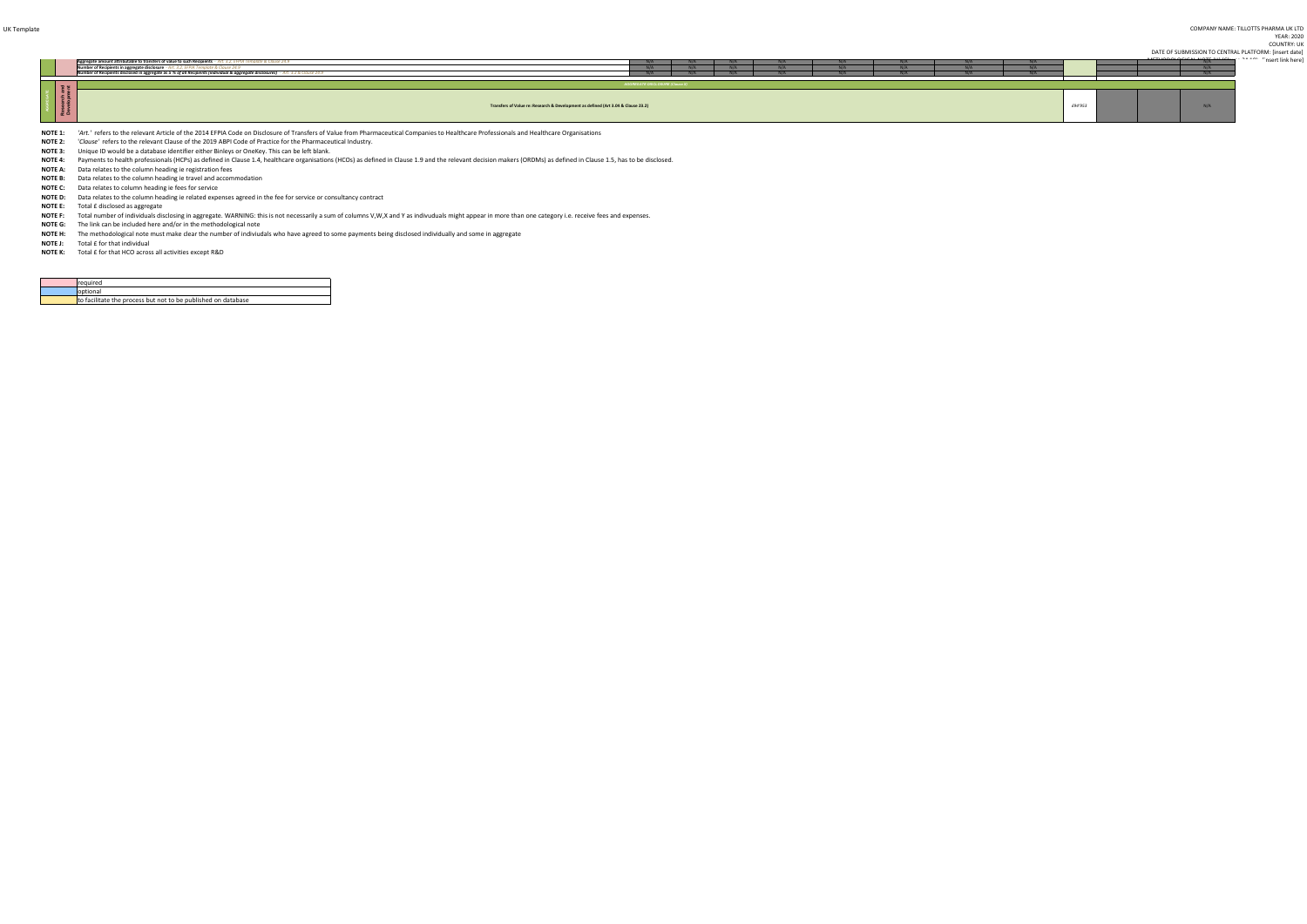COMPANY NAME: TILLOTTS PHARMA UK LTD
YEAR: 2020
COUNTRY: UK
DATE OF SUBMISSION TO CENTRAL PLATFORM: [insert date]
METHODOLOGICAL NOTE [NOTE G]: [insert link here]

| | | | | | | | | | | | | | |
|---|---|---|---|---|---|---|---|---|---|---|---|---|---|
| Aggregate amount attributable to transfers of value to such Recipients - Art. 3.2, EFPIA template & Clause 24.9 | N/A | N/A | N/A | N/A | N/A | N/A | N/A | N/A | | | | N/A |
| Number of Recipients in aggregate disclosure - Art. 3.2, EFPIA template & Clause 24.9 | N/A | N/A | N/A | N/A | N/A | N/A | N/A | N/A | | | | N/A |
| Number of Recipients disclosed in aggregate as a % of all Recipients (individual & aggregate disclosures) - Art. 3.2 & Clause 24.9 | N/A | N/A | N/A | N/A | N/A | N/A | N/A | N/A | | | | N/A |

| | | | | | |
|---|---|---|---|---|---|
| **AGGREGATE DISCLOSURE (Clause 4)** | | | | | |
| **Research and Development** | Transfers of Value re: Research & Development as defined (Art 3.04 & Clause 23.2) | £64'952 | | | N/A |

**NOTE 1:** '*Art.*' refers to the relevant Article of the 2014 EFPIA Code on Disclosure of Transfers of Value from Pharmaceutical Companies to Healthcare Professionals and Healthcare Organisations
**NOTE 2:** '*Clause*' refers to the relevant Clause of the 2019 ABPI Code of Practice for the Pharmaceutical Industry.
**NOTE 3:** Unique ID would be a database identifier either Binleys or OneKey. This can be left blank.
**NOTE 4:** Payments to health professionals (HCPs) as defined in Clause 1.4, healthcare organisations (HCOs) as defined in Clause 1.9 and the relevant decision makers (ORDMs) as defined in Clause 1.5, has to be disclosed.
**NOTE A:** Data relates to the column heading ie registration fees
**NOTE B:** Data relates to the column heading ie travel and accommodation
**NOTE C:** Data relates to column heading ie fees for service
**NOTE D:** Data relates to the column heading ie related expenses agreed in the fee for service or consultancy contract
**NOTE E:** Total £ disclosed as aggregate
**NOTE F:** Total number of individuals disclosing in aggregate. WARNING: this is not necessarily a sum of columns V,W,X and Y as indivuduals might appear in more than one category i.e. receive fees and expenses.
**NOTE G:** The link can be included here and/or in the methodological note
**NOTE H:** The methodological note must make clear the number of indiviudals who have agreed to some payments being disclosed individually and some in aggregate
**NOTE J:** Total £ for that individual
**NOTE K:** Total £ for that HCO across all activities except R&D

| | |
|---|---|
| | required |
| | optional |
| | to facilitate the process but not to be published on database |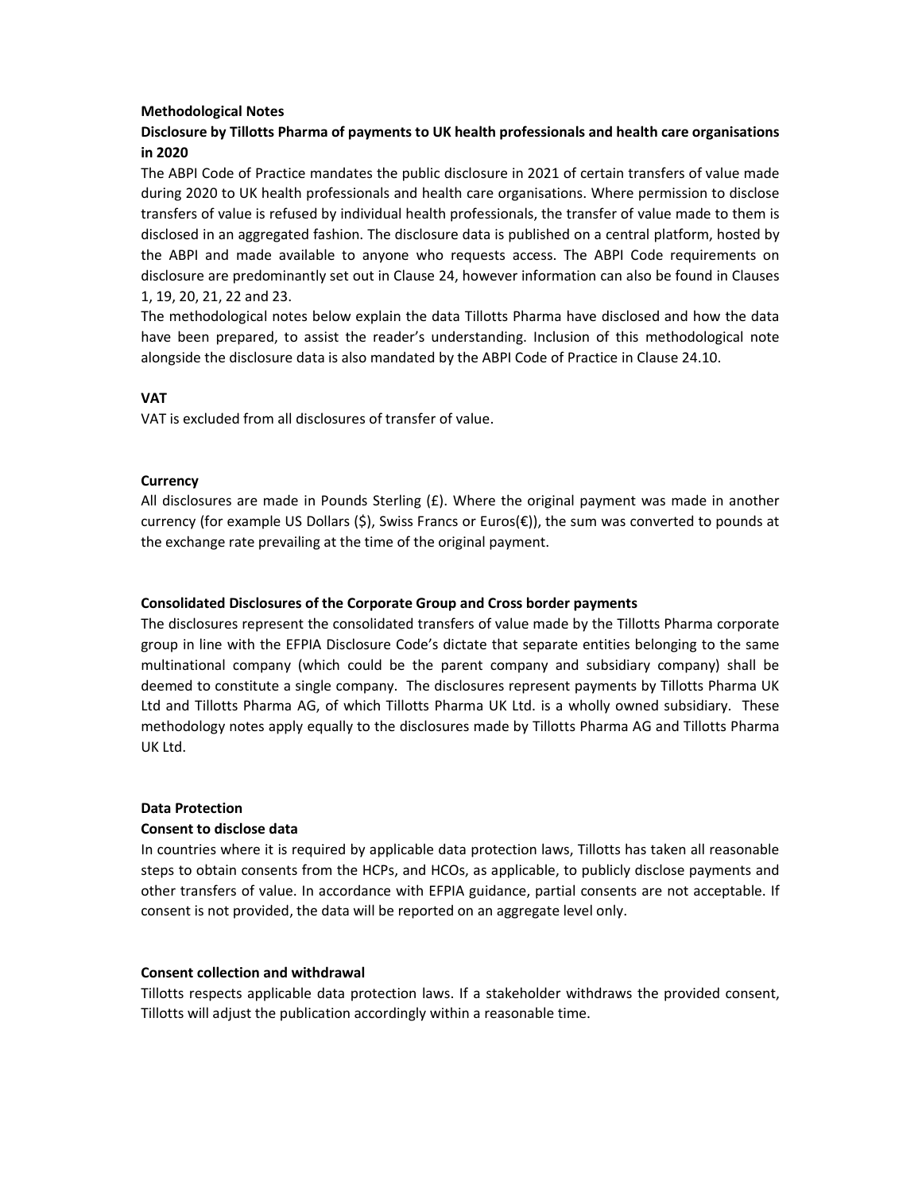**Methodological Notes**

**Disclosure by Tillotts Pharma of payments to UK health professionals and health care organisations in 2020**

The ABPI Code of Practice mandates the public disclosure in 2021 of certain transfers of value made during 2020 to UK health professionals and health care organisations. Where permission to disclose transfers of value is refused by individual health professionals, the transfer of value made to them is disclosed in an aggregated fashion. The disclosure data is published on a central platform, hosted by the ABPI and made available to anyone who requests access. The ABPI Code requirements on disclosure are predominantly set out in Clause 24, however information can also be found in Clauses 1, 19, 20, 21, 22 and 23.

The methodological notes below explain the data Tillotts Pharma have disclosed and how the data have been prepared, to assist the reader's understanding. Inclusion of this methodological note alongside the disclosure data is also mandated by the ABPI Code of Practice in Clause 24.10.

**VAT**

VAT is excluded from all disclosures of transfer of value.

**Currency**

All disclosures are made in Pounds Sterling (£). Where the original payment was made in another currency (for example US Dollars ($), Swiss Francs or Euros(€)), the sum was converted to pounds at the exchange rate prevailing at the time of the original payment.

**Consolidated Disclosures of the Corporate Group and Cross border payments**

The disclosures represent the consolidated transfers of value made by the Tillotts Pharma corporate group in line with the EFPIA Disclosure Code's dictate that separate entities belonging to the same multinational company (which could be the parent company and subsidiary company) shall be deemed to constitute a single company. The disclosures represent payments by Tillotts Pharma UK Ltd and Tillotts Pharma AG, of which Tillotts Pharma UK Ltd. is a wholly owned subsidiary. These methodology notes apply equally to the disclosures made by Tillotts Pharma AG and Tillotts Pharma UK Ltd.

**Data Protection**

**Consent to disclose data**

In countries where it is required by applicable data protection laws, Tillotts has taken all reasonable steps to obtain consents from the HCPs, and HCOs, as applicable, to publicly disclose payments and other transfers of value. In accordance with EFPIA guidance, partial consents are not acceptable. If consent is not provided, the data will be reported on an aggregate level only.

**Consent collection and withdrawal**

Tillotts respects applicable data protection laws. If a stakeholder withdraws the provided consent, Tillotts will adjust the publication accordingly within a reasonable time.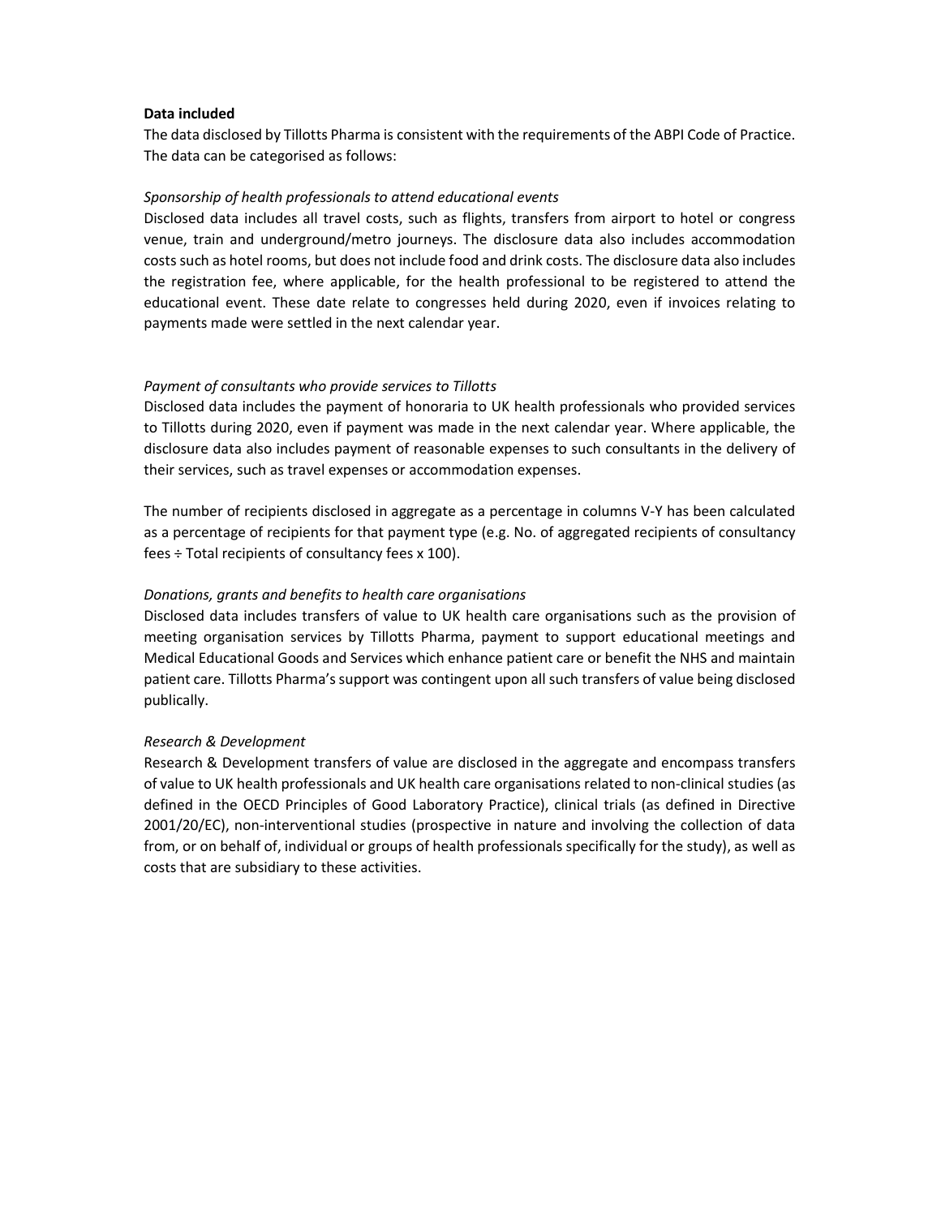**Data included**

The data disclosed by Tillotts Pharma is consistent with the requirements of the ABPI Code of Practice. The data can be categorised as follows:

*Sponsorship of health professionals to attend educational events*

Disclosed data includes all travel costs, such as flights, transfers from airport to hotel or congress venue, train and underground/metro journeys. The disclosure data also includes accommodation costs such as hotel rooms, but does not include food and drink costs. The disclosure data also includes the registration fee, where applicable, for the health professional to be registered to attend the educational event. These date relate to congresses held during 2020, even if invoices relating to payments made were settled in the next calendar year.

*Payment of consultants who provide services to Tillotts*

Disclosed data includes the payment of honoraria to UK health professionals who provided services to Tillotts during 2020, even if payment was made in the next calendar year. Where applicable, the disclosure data also includes payment of reasonable expenses to such consultants in the delivery of their services, such as travel expenses or accommodation expenses.

The number of recipients disclosed in aggregate as a percentage in columns V-Y has been calculated as a percentage of recipients for that payment type (e.g. No. of aggregated recipients of consultancy fees ÷ Total recipients of consultancy fees x 100).

*Donations, grants and benefits to health care organisations*

Disclosed data includes transfers of value to UK health care organisations such as the provision of meeting organisation services by Tillotts Pharma, payment to support educational meetings and Medical Educational Goods and Services which enhance patient care or benefit the NHS and maintain patient care. Tillotts Pharma's support was contingent upon all such transfers of value being disclosed publically.

*Research & Development*

Research & Development transfers of value are disclosed in the aggregate and encompass transfers of value to UK health professionals and UK health care organisations related to non-clinical studies (as defined in the OECD Principles of Good Laboratory Practice), clinical trials (as defined in Directive 2001/20/EC), non-interventional studies (prospective in nature and involving the collection of data from, or on behalf of, individual or groups of health professionals specifically for the study), as well as costs that are subsidiary to these activities.